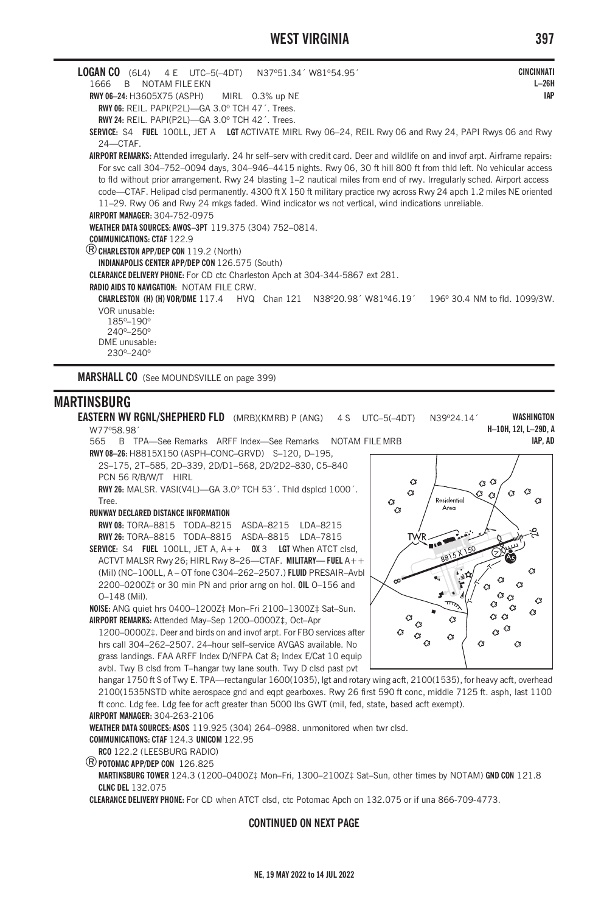**LOGAN CO** (6L4) 4 E UTC–5(–4DT) N37°51.34´ W81°54.95´ **CINCINNATI**
1666 B NOTAM FILE EKN **L–26H**
**RWY 06–24:** H3605X75 (ASPH) MIRL 0.3% up NE **IAP**
**RWY 06:** REIL. PAPI(P2L)—GA 3.0° TCH 47´. Trees.
**RWY 24:** REIL. PAPI(P2L)—GA 3.0° TCH 42´. Trees.
**SERVICE:** S4 **FUEL** 100LL, JET A **LGT** ACTIVATE MIRL Rwy 06–24, REIL Rwy 06 and Rwy 24, PAPI Rwys 06 and Rwy 24—CTAF.
**AIRPORT REMARKS:** Attended irregularly. 24 hr self–serv with credit card. Deer and wildlife on and invof arpt. Airframe repairs: For svc call 304–752–0094 days, 304–946–4415 nights. Rwy 06, 30 ft hill 800 ft from thld left. No vehicular access to fld without prior arrangement. Rwy 24 blasting 1–2 nautical miles from end of rwy. Irregularly sched. Airport access code—CTAF. Helipad clsd permanently. 4300 ft X 150 ft military practice rwy across Rwy 24 apch 1.2 miles NE oriented 11–29. Rwy 06 and Rwy 24 mkgs faded. Wind indicator ws not vertical, wind indications unreliable.
**AIRPORT MANAGER:** 304-752-0975
**WEATHER DATA SOURCES: AWOS–3PT** 119.375 (304) 752–0814.
**COMMUNICATIONS: CTAF** 122.9
® **CHARLESTON APP/DEP CON** 119.2 (North)
**INDIANAPOLIS CENTER APP/DEP CON** 126.575 (South)
**CLEARANCE DELIVERY PHONE:** For CD ctc Charleston Apch at 304-344-5867 ext 281.
**RADIO AIDS TO NAVIGATION:** NOTAM FILE CRW.
**CHARLESTON (H) (H) VOR/DME** 117.4 HVQ Chan 121 N38°20.98´ W81°46.19´ 196° 30.4 NM to fld. 1099/3W.
VOR unusable:
185°–190°
240°–250°
DME unusable:
230°–240°

**MARSHALL CO** (See MOUNDSVILLE on page 399)

## MARTINSBURG

**EASTERN WV RGNL/SHEPHERD FLD** (MRB)(KMRB) P (ANG) 4 S UTC–5(–4DT) N39°24.14´ W77°58.98´ **WASHINGTON**
565 B TPA—See Remarks ARFF Index—See Remarks NOTAM FILE MRB **H–10H, 12I, L–29D, A**
**IAP, AD**
**RWY 08–26:** H8815X150 (ASPH–CONC–GRVD) S–120, D–195, 2S–175, 2T–585, 2D–339, 2D/D1–568, 2D/2D2–830, C5–840 PCN 56 R/B/W/T HIRL
**RWY 26:** MALSR. VASI(V4L)—GA 3.0° TCH 53´. Thld dsplcd 1000´. Tree.
**RUNWAY DECLARED DISTANCE INFORMATION**
**RWY 08:** TORA–8815 TODA–8215 ASDA–8215 LDA–8215
**RWY 26:** TORA–8815 TODA–8815 ASDA–8815 LDA–7815
**SERVICE:** S4 **FUEL** 100LL, JET A, A++ **OX** 3 **LGT** When ATCT clsd, ACTVT MALSR Rwy 26; HIRL Rwy 8–26—CTAF. **MILITARY— FUEL** A++ (Mil) (NC–100LL, A – OT fone C304–262–2507.) **FLUID** PRESAIR–Avbl 2200–0200Z‡ or 30 min PN and prior arng on hol. **OIL** O–156 and O–148 (Mil).
**NOISE:** ANG quiet hrs 0400–1200Z‡ Mon–Fri 2100–1300Z‡ Sat–Sun.
**AIRPORT REMARKS:** Attended May–Sep 1200–0000Z‡, Oct–Apr 1200–0000Z‡. Deer and birds on and invof arpt. For FBO services after hrs call 304–262–2507. 24–hour self–service AVGAS available. No grass landings. FAA ARFF Index D/NFPA Cat 8; Index E/Cat 10 equip avbl. Twy B clsd from T–hangar twy lane south. Twy D clsd past pvt hangar 1750 ft S of Twy E. TPA—rectangular 1600(1035), lgt and rotary wing acft, 2100(1535), for heavy acft, overhead 2100(1535NSTD white aerospace gnd and eqpt gearboxes. Rwy 26 first 590 ft conc, middle 7125 ft. asph, last 1100 ft conc. Ldg fee. Ldg fee for acft greater than 5000 lbs GWT (mil, fed, state, based acft exempt).
**AIRPORT MANAGER:** 304-263-2106
**WEATHER DATA SOURCES: ASOS** 119.925 (304) 264–0988. unmonitored when twr clsd.
**COMMUNICATIONS: CTAF** 124.3 **UNICOM** 122.95
**RCO** 122.2 (LEESBURG RADIO)
® **POTOMAC APP/DEP CON** 126.825
**MARTINSBURG TOWER** 124.3 (1200–0400Z‡ Mon–Fri, 1300–2100Z‡ Sat–Sun, other times by NOTAM) **GND CON** 121.8
**CLNC DEL** 132.075
**CLEARANCE DELIVERY PHONE:** For CD when ATCT clsd, ctc Potomac Apch on 132.075 or if una 866-709-4773.

**CONTINUED ON NEXT PAGE**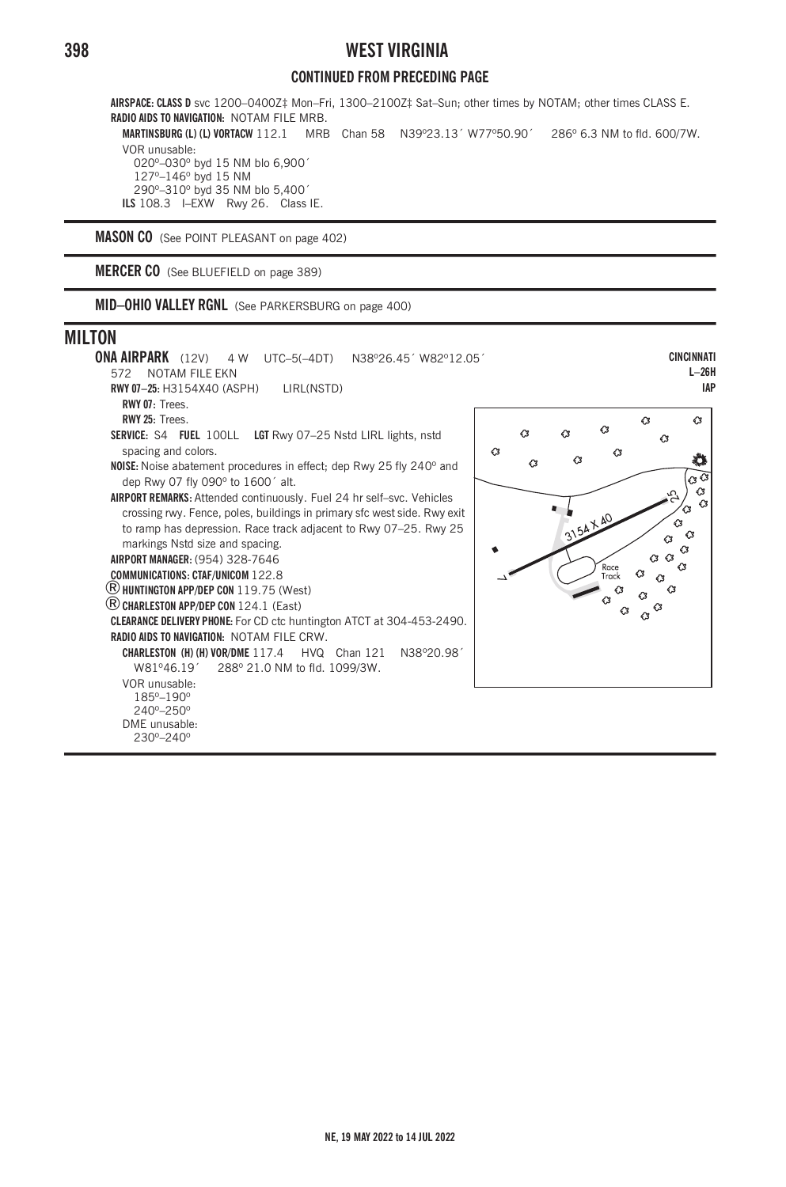## CONTINUED FROM PRECEDING PAGE

**AIRSPACE: CLASS D** svc 1200–0400Z‡ Mon–Fri, 1300–2100Z‡ Sat–Sun; other times by NOTAM; other times CLASS E.
**RADIO AIDS TO NAVIGATION:** NOTAM FILE MRB.
**MARTINSBURG (L) (L) VORTACW** 112.1 MRB Chan 58 N39°23.13´ W77°50.90´ 286° 6.3 NM to fld. 600/7W.
VOR unusable:
020°–030° byd 15 NM blo 6,900´
127°–146° byd 15 NM
290°–310° byd 35 NM blo 5,400´
**ILS** 108.3 I–EXW Rwy 26. Class IE.

---

**MASON CO** (See POINT PLEASANT on page 402)

---

**MERCER CO** (See BLUEFIELD on page 389)

---

**MID–OHIO VALLEY RGNL** (See PARKERSBURG on page 400)

---

## MILTON

**ONA AIRPARK** (12V) 4 W UTC–5(–4DT) N38°26.45´ W82°12.05´ **CINCINNATI L–26H IAP**
572 NOTAM FILE EKN
**RWY 07–25:** H3154X40 (ASPH) LIRL(NSTD)
**RWY 07:** Trees.
**RWY 25:** Trees.
**SERVICE:** S4 **FUEL** 100LL **LGT** Rwy 07–25 Nstd LIRL lights, nstd spacing and colors.
**NOISE:** Noise abatement procedures in effect; dep Rwy 25 fly 240° and dep Rwy 07 fly 090° to 1600´ alt.
**AIRPORT REMARKS:** Attended continuously. Fuel 24 hr self–svc. Vehicles crossing rwy. Fence, poles, buildings in primary sfc west side. Rwy exit to ramp has depression. Race track adjacent to Rwy 07–25. Rwy 25 markings Nstd size and spacing.
**AIRPORT MANAGER:** (954) 328-7646
**COMMUNICATIONS: CTAF/UNICOM** 122.8
Ⓡ **HUNTINGTON APP/DEP CON** 119.75 (West)
Ⓡ **CHARLESTON APP/DEP CON** 124.1 (East)
**CLEARANCE DELIVERY PHONE:** For CD ctc huntington ATCT at 304-453-2490.
**RADIO AIDS TO NAVIGATION:** NOTAM FILE CRW.
**CHARLESTON (H) (H) VOR/DME** 117.4 HVQ Chan 121 N38°20.98´ W81°46.19´ 288° 21.0 NM to fld. 1099/3W.
VOR unusable:
185°–190°
240°–250°
DME unusable:
230°–240°

7
25
3154 X 40
Race Track